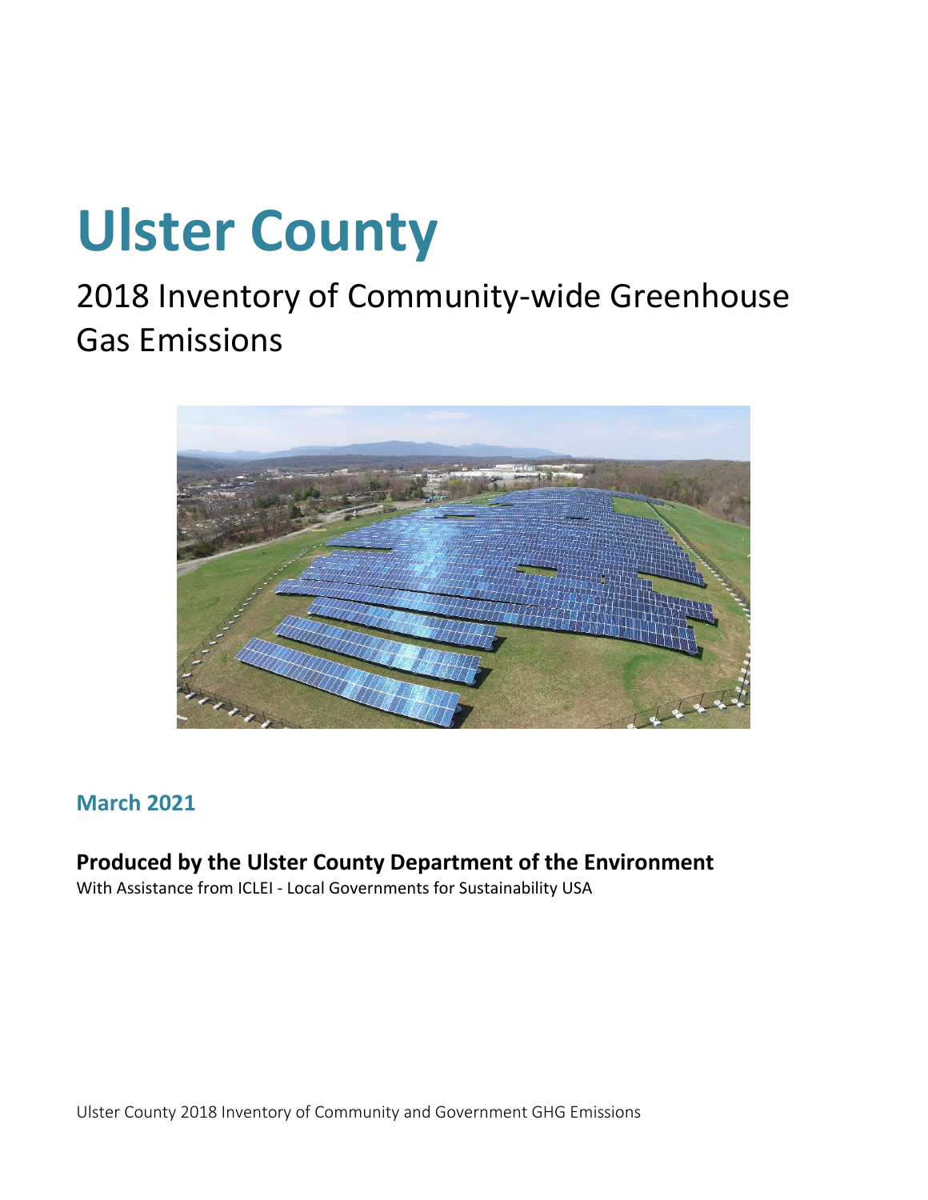# Ulster County

## 2018 Inventory of Community-wide Greenhouse Gas Emissions

**March 2021**

**Produced by the Ulster County Department of the Environment**

With Assistance from ICLEI - Local Governments for Sustainability USA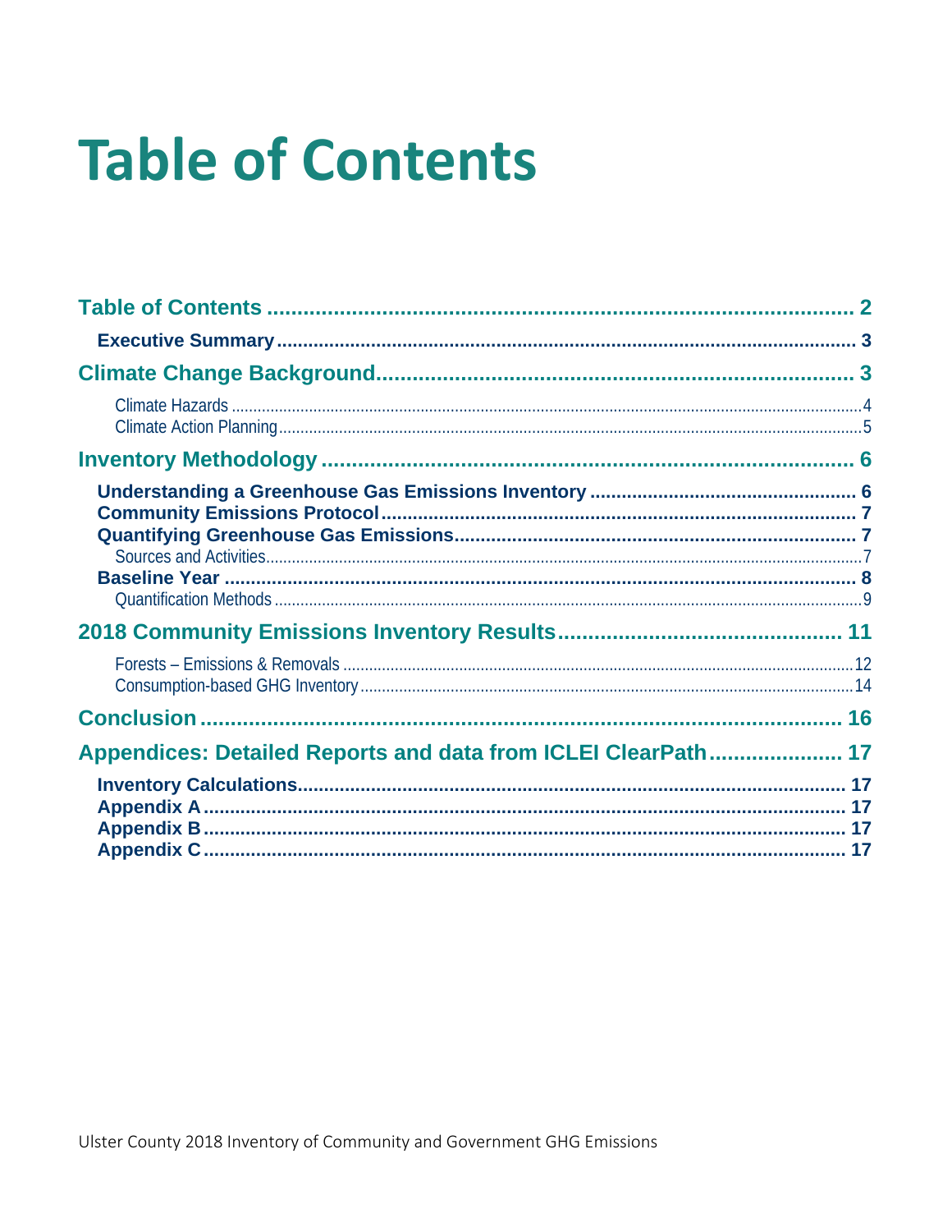# Table of Contents

Table of Contents ............................................................ 2
- Executive Summary ............................................................ 3

Climate Change Background ............................................................ 3
- Climate Hazards ............................................................ 4
- Climate Action Planning ............................................................ 5

Inventory Methodology ............................................................ 6
- Understanding a Greenhouse Gas Emissions Inventory ............................................................ 6
- Community Emissions Protocol ............................................................ 7
- Quantifying Greenhouse Gas Emissions ............................................................ 7
  - Sources and Activities ............................................................ 7
- Baseline Year ............................................................ 8
  - Quantification Methods ............................................................ 9

2018 Community Emissions Inventory Results ............................................................ 11
- Forests – Emissions & Removals ............................................................ 12
- Consumption-based GHG Inventory ............................................................ 14

Conclusion ............................................................ 16

Appendices: Detailed Reports and data from ICLEI ClearPath ............................................................ 17
- Inventory Calculations ............................................................ 17
- Appendix A ............................................................ 17
- Appendix B ............................................................ 17
- Appendix C ............................................................ 17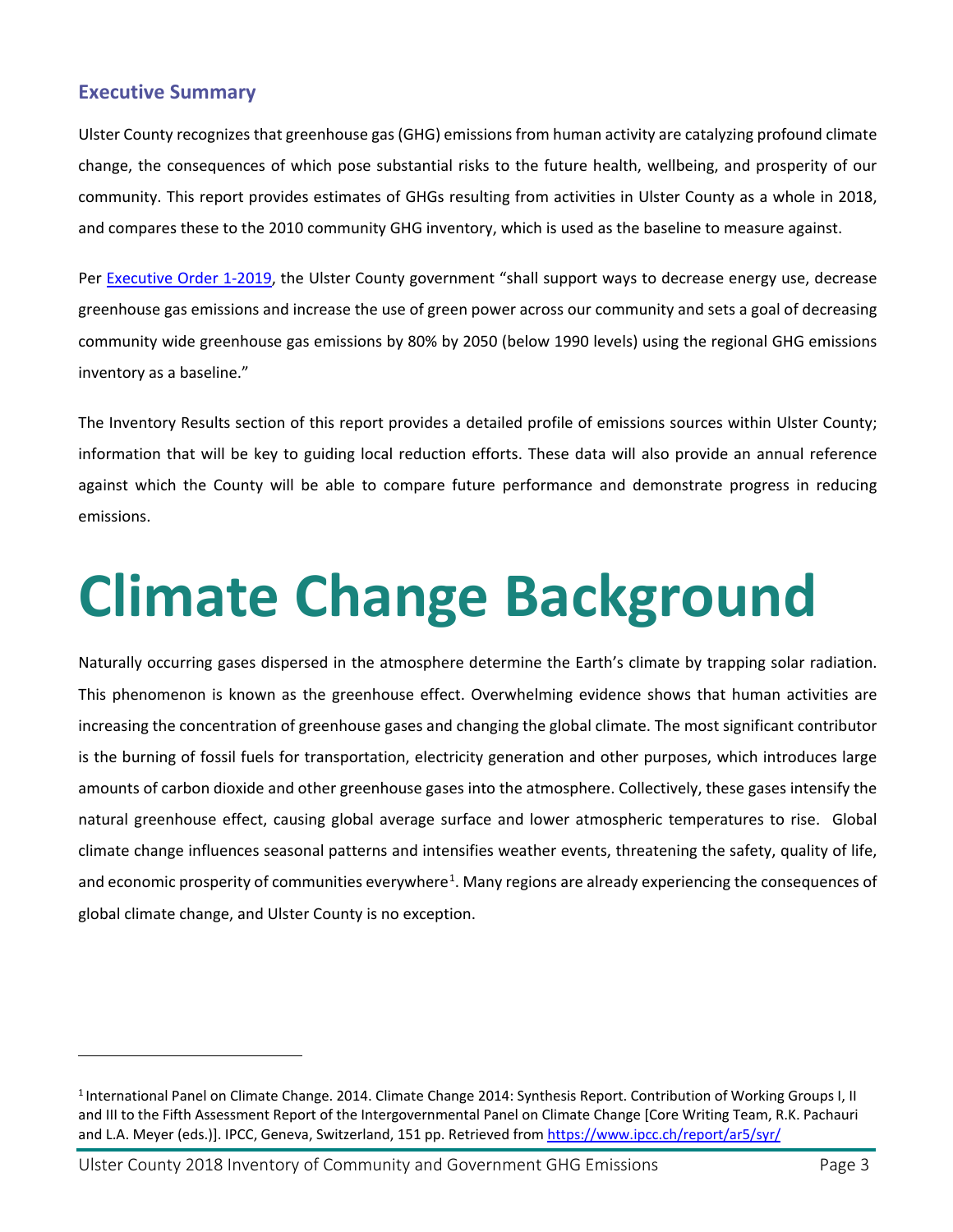## Executive Summary

Ulster County recognizes that greenhouse gas (GHG) emissions from human activity are catalyzing profound climate change, the consequences of which pose substantial risks to the future health, wellbeing, and prosperity of our community. This report provides estimates of GHGs resulting from activities in Ulster County as a whole in 2018, and compares these to the 2010 community GHG inventory, which is used as the baseline to measure against.

Per [Executive Order 1-2019](), the Ulster County government "shall support ways to decrease energy use, decrease greenhouse gas emissions and increase the use of green power across our community and sets a goal of decreasing community wide greenhouse gas emissions by 80% by 2050 (below 1990 levels) using the regional GHG emissions inventory as a baseline."

The Inventory Results section of this report provides a detailed profile of emissions sources within Ulster County; information that will be key to guiding local reduction efforts. These data will also provide an annual reference against which the County will be able to compare future performance and demonstrate progress in reducing emissions.

# Climate Change Background

Naturally occurring gases dispersed in the atmosphere determine the Earth's climate by trapping solar radiation. This phenomenon is known as the greenhouse effect. Overwhelming evidence shows that human activities are increasing the concentration of greenhouse gases and changing the global climate. The most significant contributor is the burning of fossil fuels for transportation, electricity generation and other purposes, which introduces large amounts of carbon dioxide and other greenhouse gases into the atmosphere. Collectively, these gases intensify the natural greenhouse effect, causing global average surface and lower atmospheric temperatures to rise. Global climate change influences seasonal patterns and intensifies weather events, threatening the safety, quality of life, and economic prosperity of communities everywhere[1]. Many regions are already experiencing the consequences of global climate change, and Ulster County is no exception.

---

[1] International Panel on Climate Change. 2014. Climate Change 2014: Synthesis Report. Contribution of Working Groups I, II and III to the Fifth Assessment Report of the Intergovernmental Panel on Climate Change [Core Writing Team, R.K. Pachauri and L.A. Meyer (eds.)]. IPCC, Geneva, Switzerland, 151 pp. Retrieved from https://www.ipcc.ch/report/ar5/syr/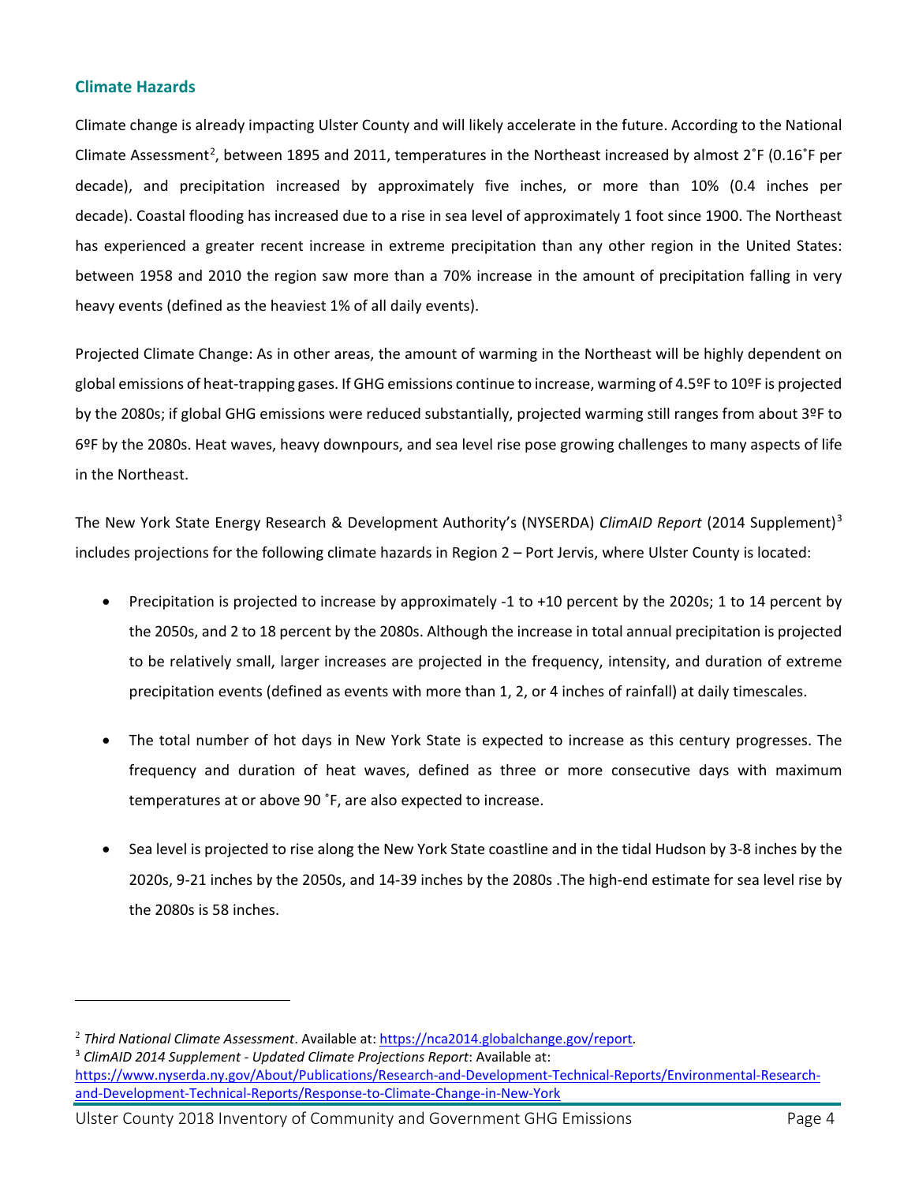## Climate Hazards

Climate change is already impacting Ulster County and will likely accelerate in the future. According to the National Climate Assessment[2], between 1895 and 2011, temperatures in the Northeast increased by almost 2˚F (0.16˚F per decade), and precipitation increased by approximately five inches, or more than 10% (0.4 inches per decade). Coastal flooding has increased due to a rise in sea level of approximately 1 foot since 1900. The Northeast has experienced a greater recent increase in extreme precipitation than any other region in the United States: between 1958 and 2010 the region saw more than a 70% increase in the amount of precipitation falling in very heavy events (defined as the heaviest 1% of all daily events).

Projected Climate Change: As in other areas, the amount of warming in the Northeast will be highly dependent on global emissions of heat-trapping gases. If GHG emissions continue to increase, warming of 4.5ºF to 10ºF is projected by the 2080s; if global GHG emissions were reduced substantially, projected warming still ranges from about 3ºF to 6ºF by the 2080s. Heat waves, heavy downpours, and sea level rise pose growing challenges to many aspects of life in the Northeast.

The New York State Energy Research & Development Authority's (NYSERDA) *ClimAID Report* (2014 Supplement)[3] includes projections for the following climate hazards in Region 2 – Port Jervis, where Ulster County is located:

- Precipitation is projected to increase by approximately -1 to +10 percent by the 2020s; 1 to 14 percent by the 2050s, and 2 to 18 percent by the 2080s. Although the increase in total annual precipitation is projected to be relatively small, larger increases are projected in the frequency, intensity, and duration of extreme precipitation events (defined as events with more than 1, 2, or 4 inches of rainfall) at daily timescales.

- The total number of hot days in New York State is expected to increase as this century progresses. The frequency and duration of heat waves, defined as three or more consecutive days with maximum temperatures at or above 90 ˚F, are also expected to increase.

- Sea level is projected to rise along the New York State coastline and in the tidal Hudson by 3-8 inches by the 2020s, 9-21 inches by the 2050s, and 14-39 inches by the 2080s .The high-end estimate for sea level rise by the 2080s is 58 inches.

---

[2] *Third National Climate Assessment*. Available at: https://nca2014.globalchange.gov/report.

[3] *ClimAID 2014 Supplement - Updated Climate Projections Report*: Available at: https://www.nyserda.ny.gov/About/Publications/Research-and-Development-Technical-Reports/Environmental-Research-and-Development-Technical-Reports/Response-to-Climate-Change-in-New-York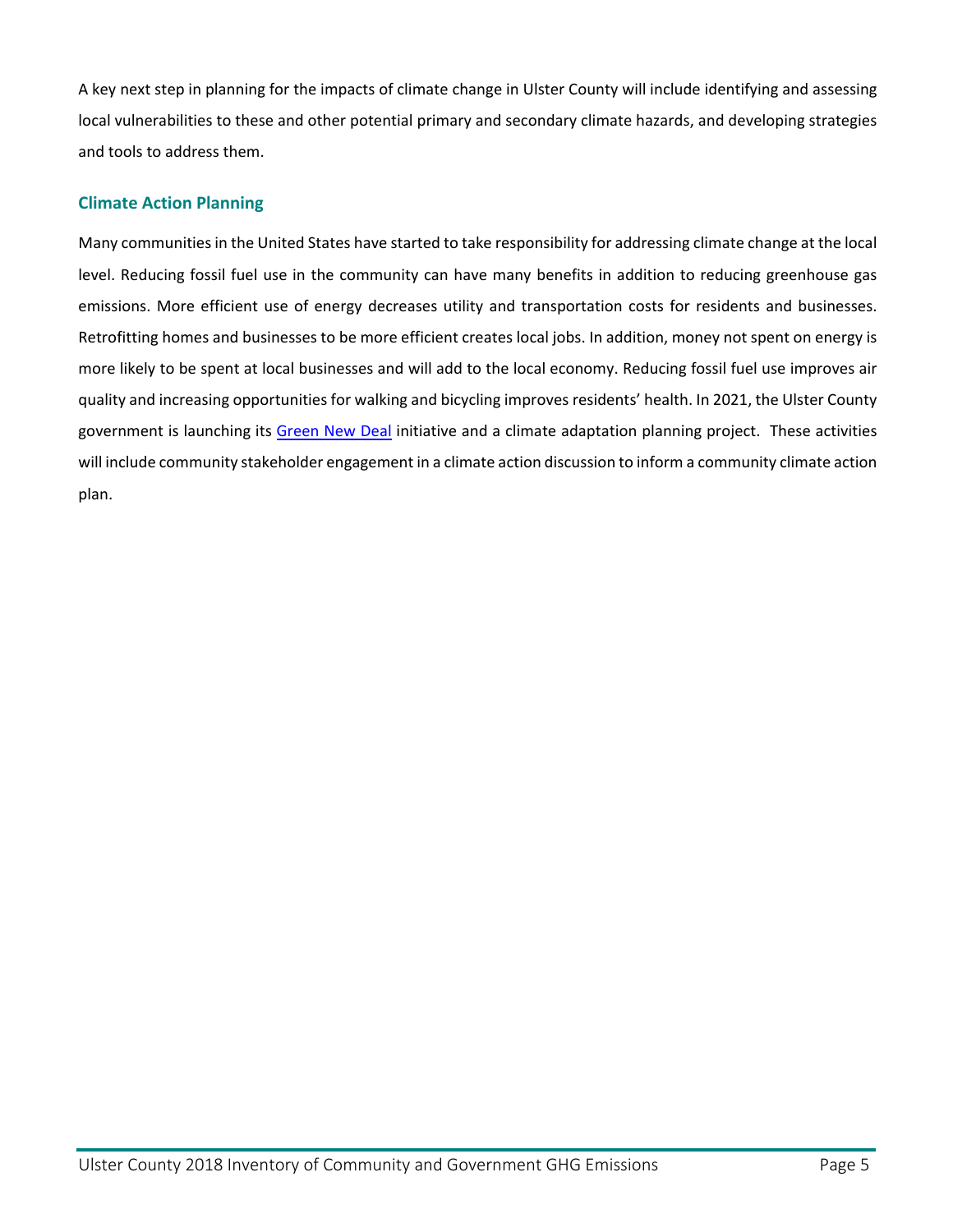A key next step in planning for the impacts of climate change in Ulster County will include identifying and assessing local vulnerabilities to these and other potential primary and secondary climate hazards, and developing strategies and tools to address them.

## Climate Action Planning

Many communities in the United States have started to take responsibility for addressing climate change at the local level. Reducing fossil fuel use in the community can have many benefits in addition to reducing greenhouse gas emissions. More efficient use of energy decreases utility and transportation costs for residents and businesses. Retrofitting homes and businesses to be more efficient creates local jobs. In addition, money not spent on energy is more likely to be spent at local businesses and will add to the local economy. Reducing fossil fuel use improves air quality and increasing opportunities for walking and bicycling improves residents' health. In 2021, the Ulster County government is launching its Green New Deal initiative and a climate adaptation planning project. These activities will include community stakeholder engagement in a climate action discussion to inform a community climate action plan.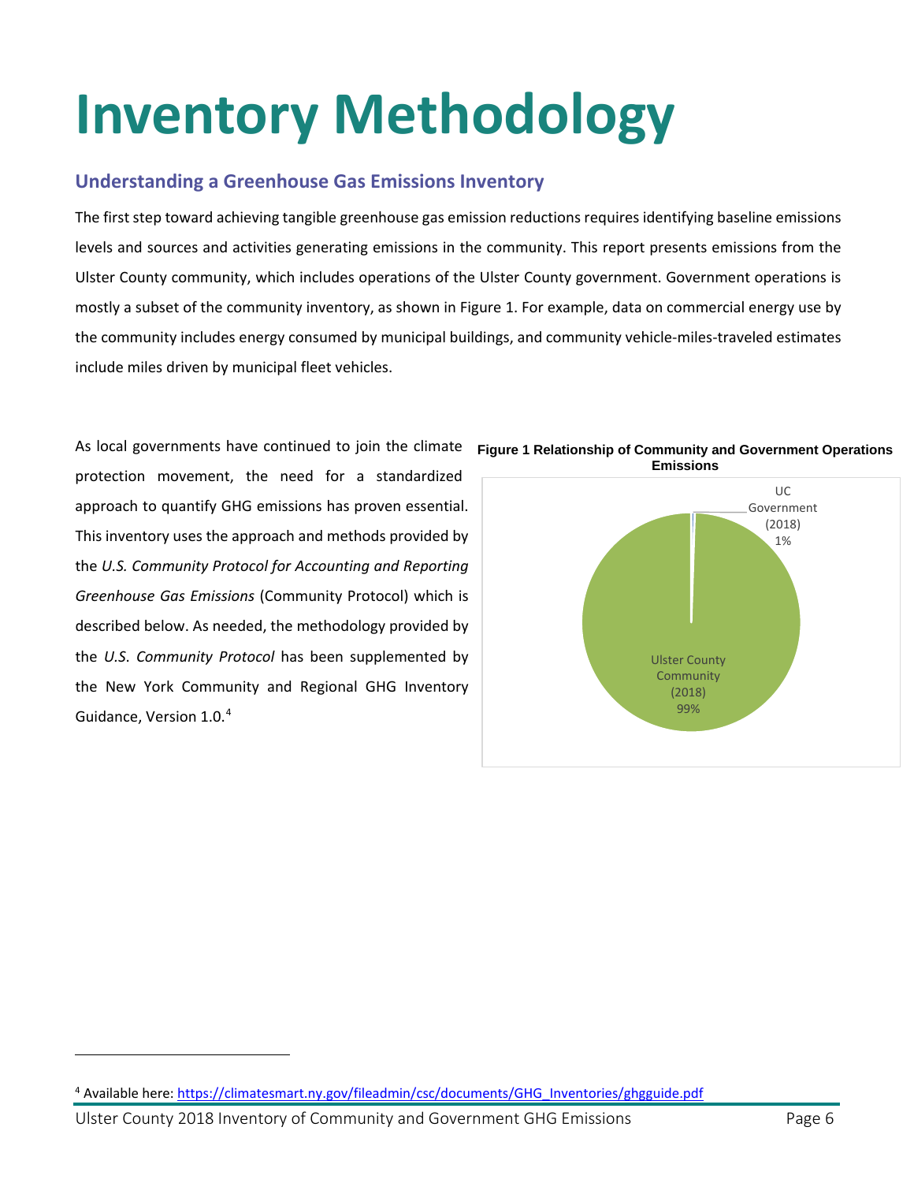# Inventory Methodology

## Understanding a Greenhouse Gas Emissions Inventory

The first step toward achieving tangible greenhouse gas emission reductions requires identifying baseline emissions levels and sources and activities generating emissions in the community. This report presents emissions from the Ulster County community, which includes operations of the Ulster County government. Government operations is mostly a subset of the community inventory, as shown in Figure 1. For example, data on commercial energy use by the community includes energy consumed by municipal buildings, and community vehicle-miles-traveled estimates include miles driven by municipal fleet vehicles.

As local governments have continued to join the climate protection movement, the need for a standardized approach to quantify GHG emissions has proven essential. This inventory uses the approach and methods provided by the *U.S. Community Protocol for Accounting and Reporting Greenhouse Gas Emissions* (Community Protocol) which is described below. As needed, the methodology provided by the *U.S. Community Protocol* has been supplemented by the New York Community and Regional GHG Inventory Guidance, Version 1.0.[4]

**Figure 1 Relationship of Community and Government Operations Emissions**

| Category | Share |
|---|---|
| UC Government (2018) | 1% |
| Ulster County Community (2018) | 99% |

[4] Available here: https://climatesmart.ny.gov/fileadmin/csc/documents/GHG_Inventories/ghgguide.pdf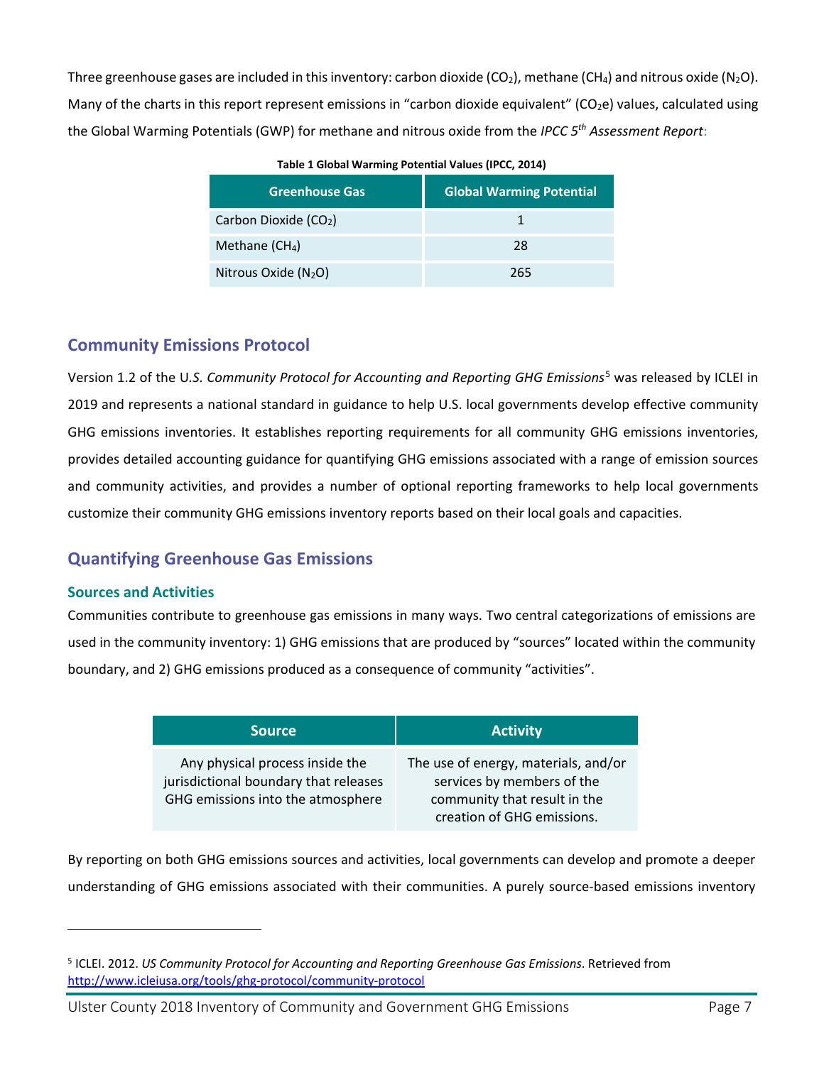Three greenhouse gases are included in this inventory: carbon dioxide ($CO_2$), methane ($CH_4$) and nitrous oxide ($N_2O$). Many of the charts in this report represent emissions in "carbon dioxide equivalent" ($CO_2e$) values, calculated using the Global Warming Potentials (GWP) for methane and nitrous oxide from the *IPCC 5th Assessment Report*:

**Table 1 Global Warming Potential Values (IPCC, 2014)**

| Greenhouse Gas | Global Warming Potential |
|---|---|
| Carbon Dioxide ($CO_2$) | 1 |
| Methane ($CH_4$) | 28 |
| Nitrous Oxide ($N_2O$) | 265 |

## Community Emissions Protocol

Version 1.2 of the U*.S. Community Protocol for Accounting and Reporting GHG Emissions*[5] was released by ICLEI in 2019 and represents a national standard in guidance to help U.S. local governments develop effective community GHG emissions inventories. It establishes reporting requirements for all community GHG emissions inventories, provides detailed accounting guidance for quantifying GHG emissions associated with a range of emission sources and community activities, and provides a number of optional reporting frameworks to help local governments customize their community GHG emissions inventory reports based on their local goals and capacities.

## Quantifying Greenhouse Gas Emissions

### Sources and Activities

Communities contribute to greenhouse gas emissions in many ways. Two central categorizations of emissions are used in the community inventory: 1) GHG emissions that are produced by "sources" located within the community boundary, and 2) GHG emissions produced as a consequence of community "activities".

| Source | Activity |
|---|---|
| Any physical process inside the jurisdictional boundary that releases GHG emissions into the atmosphere | The use of energy, materials, and/or services by members of the community that result in the creation of GHG emissions. |

By reporting on both GHG emissions sources and activities, local governments can develop and promote a deeper understanding of GHG emissions associated with their communities. A purely source-based emissions inventory

[5] ICLEI. 2012. *US Community Protocol for Accounting and Reporting Greenhouse Gas Emissions*. Retrieved from http://www.icleiusa.org/tools/ghg-protocol/community-protocol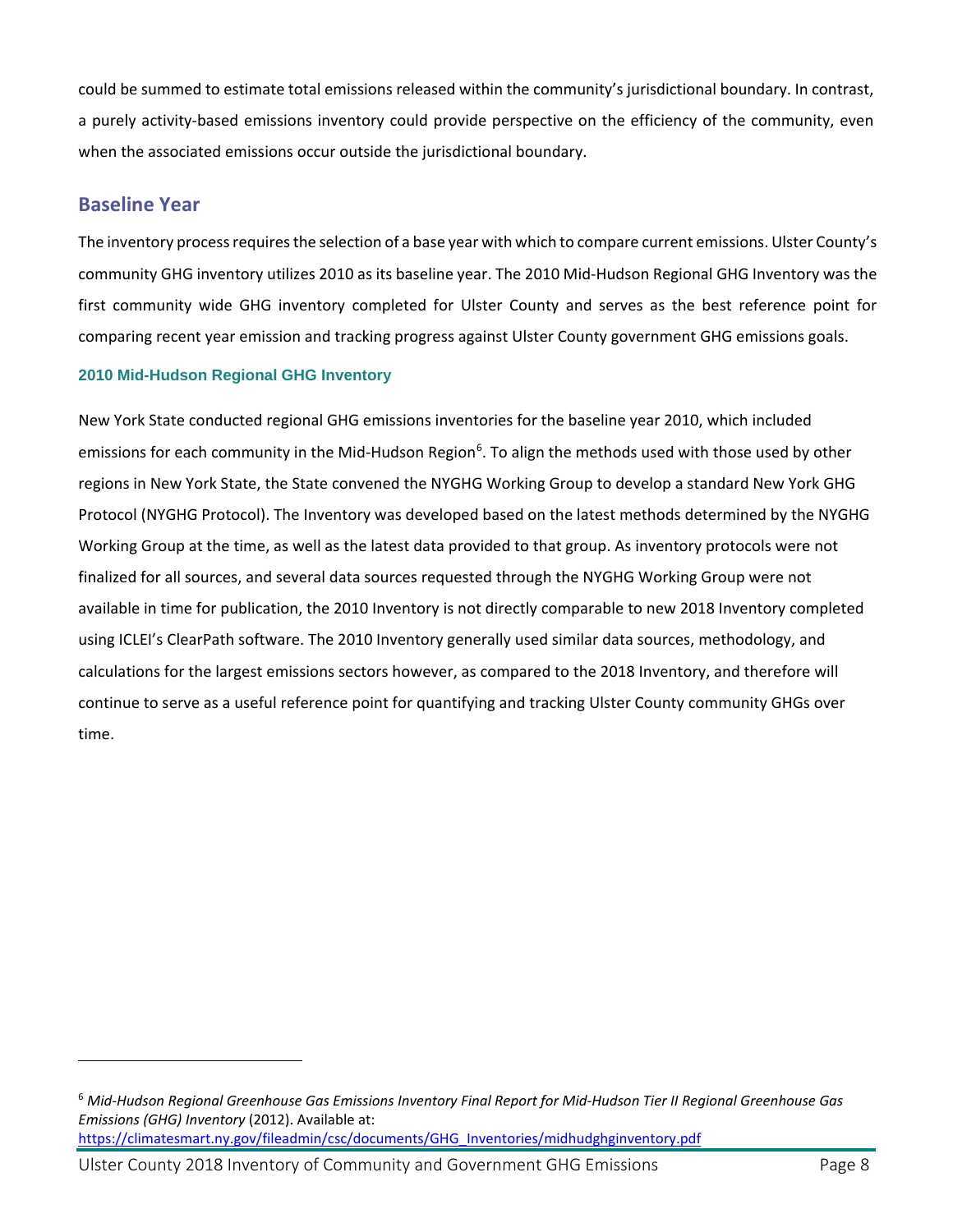could be summed to estimate total emissions released within the community's jurisdictional boundary. In contrast, a purely activity-based emissions inventory could provide perspective on the efficiency of the community, even when the associated emissions occur outside the jurisdictional boundary.

## Baseline Year

The inventory process requires the selection of a base year with which to compare current emissions. Ulster County's community GHG inventory utilizes 2010 as its baseline year. The 2010 Mid-Hudson Regional GHG Inventory was the first community wide GHG inventory completed for Ulster County and serves as the best reference point for comparing recent year emission and tracking progress against Ulster County government GHG emissions goals.

### 2010 Mid-Hudson Regional GHG Inventory

New York State conducted regional GHG emissions inventories for the baseline year 2010, which included emissions for each community in the Mid-Hudson Region[6]. To align the methods used with those used by other regions in New York State, the State convened the NYGHG Working Group to develop a standard New York GHG Protocol (NYGHG Protocol). The Inventory was developed based on the latest methods determined by the NYGHG Working Group at the time, as well as the latest data provided to that group. As inventory protocols were not finalized for all sources, and several data sources requested through the NYGHG Working Group were not available in time for publication, the 2010 Inventory is not directly comparable to new 2018 Inventory completed using ICLEI's ClearPath software. The 2010 Inventory generally used similar data sources, methodology, and calculations for the largest emissions sectors however, as compared to the 2018 Inventory, and therefore will continue to serve as a useful reference point for quantifying and tracking Ulster County community GHGs over time.

---

[6] *Mid-Hudson Regional Greenhouse Gas Emissions Inventory Final Report for Mid-Hudson Tier II Regional Greenhouse Gas Emissions (GHG) Inventory* (2012). Available at: https://climatesmart.ny.gov/fileadmin/csc/documents/GHG_Inventories/midhudghginventory.pdf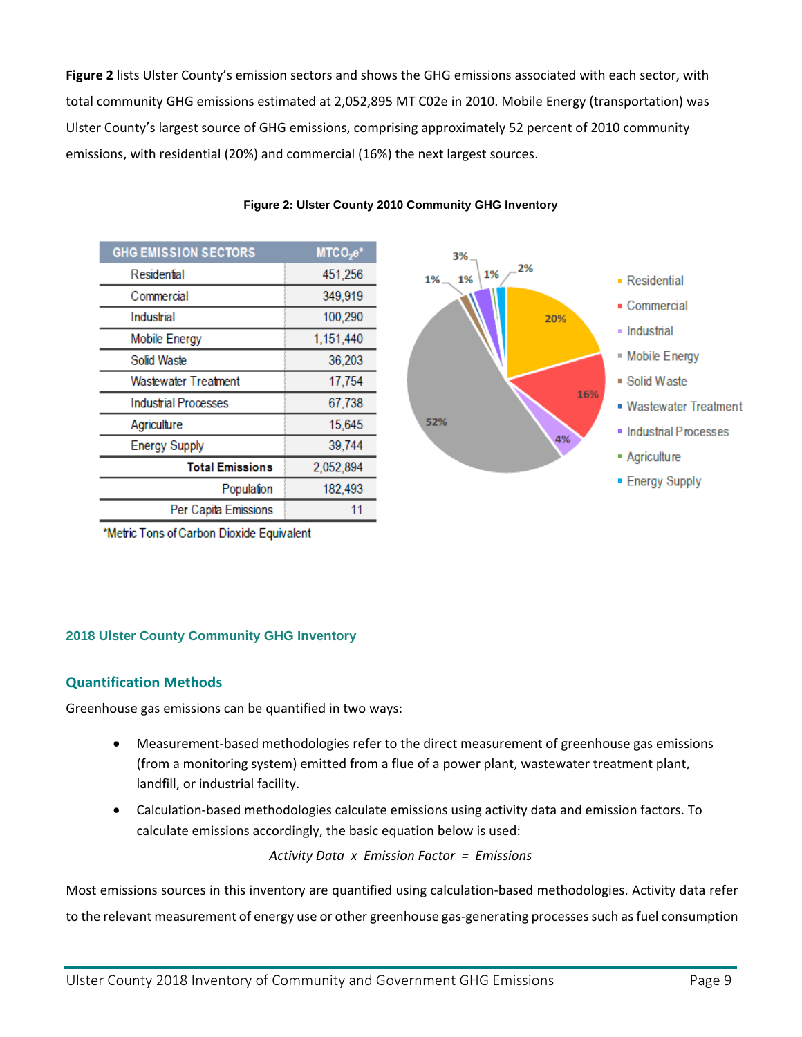**Figure 2** lists Ulster County's emission sectors and shows the GHG emissions associated with each sector, with total community GHG emissions estimated at 2,052,895 MT C02e in 2010. Mobile Energy (transportation) was Ulster County's largest source of GHG emissions, comprising approximately 52 percent of 2010 community emissions, with residential (20%) and commercial (16%) the next largest sources.

**Figure 2: Ulster County 2010 Community GHG Inventory**

| GHG EMISSION SECTORS | $MTCO_2e$* |
|---|---|
| Residential | 451,256 |
| Commercial | 349,919 |
| Industrial | 100,290 |
| Mobile Energy | 1,151,440 |
| Solid Waste | 36,203 |
| Wastewater Treatment | 17,754 |
| Industrial Processes | 67,738 |
| Agriculture | 15,645 |
| Energy Supply | 39,744 |
| **Total Emissions** | 2,052,894 |
| Population | 182,493 |
| Per Capita Emissions | 11 |

*Metric Tons of Carbon Dioxide Equivalent

## 2018 Ulster County Community GHG Inventory

### Quantification Methods

Greenhouse gas emissions can be quantified in two ways:

- Measurement-based methodologies refer to the direct measurement of greenhouse gas emissions (from a monitoring system) emitted from a flue of a power plant, wastewater treatment plant, landfill, or industrial facility.
- Calculation-based methodologies calculate emissions using activity data and emission factors. To calculate emissions accordingly, the basic equation below is used:

*Activity Data x Emission Factor = Emissions*

Most emissions sources in this inventory are quantified using calculation-based methodologies. Activity data refer to the relevant measurement of energy use or other greenhouse gas-generating processes such as fuel consumption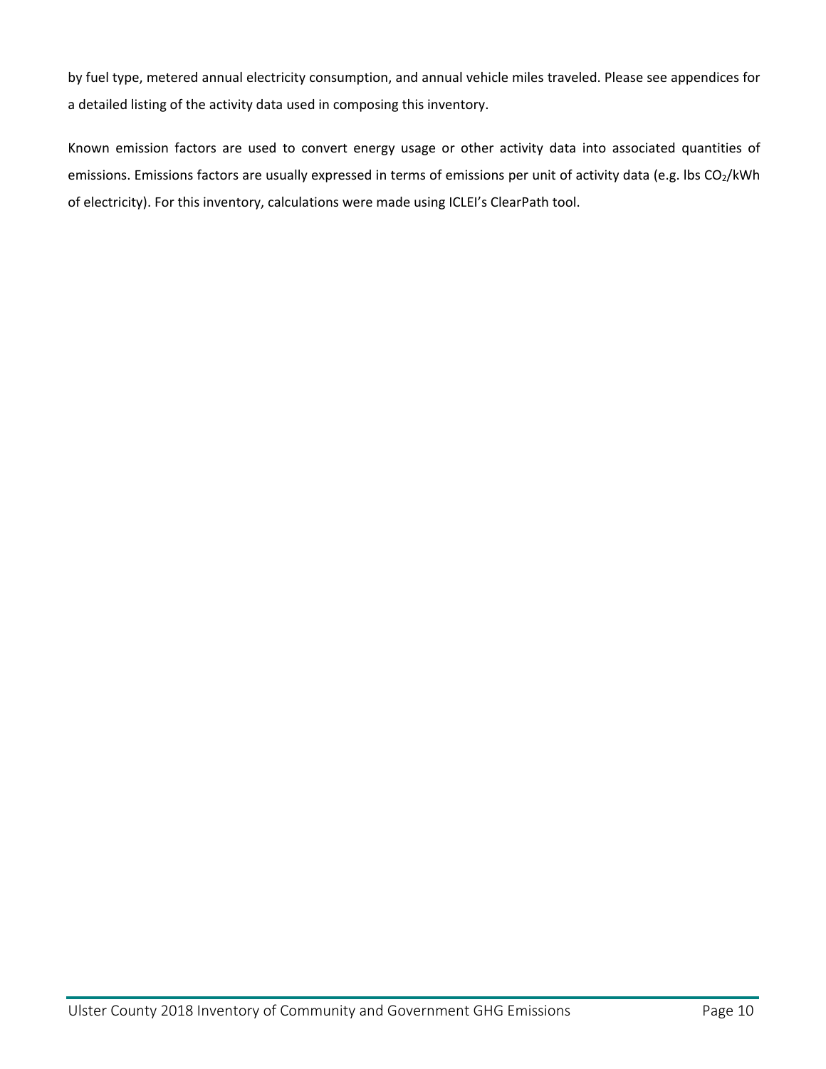by fuel type, metered annual electricity consumption, and annual vehicle miles traveled. Please see appendices for a detailed listing of the activity data used in composing this inventory.

Known emission factors are used to convert energy usage or other activity data into associated quantities of emissions. Emissions factors are usually expressed in terms of emissions per unit of activity data (e.g. lbs $CO_2$/kWh of electricity). For this inventory, calculations were made using ICLEI's ClearPath tool.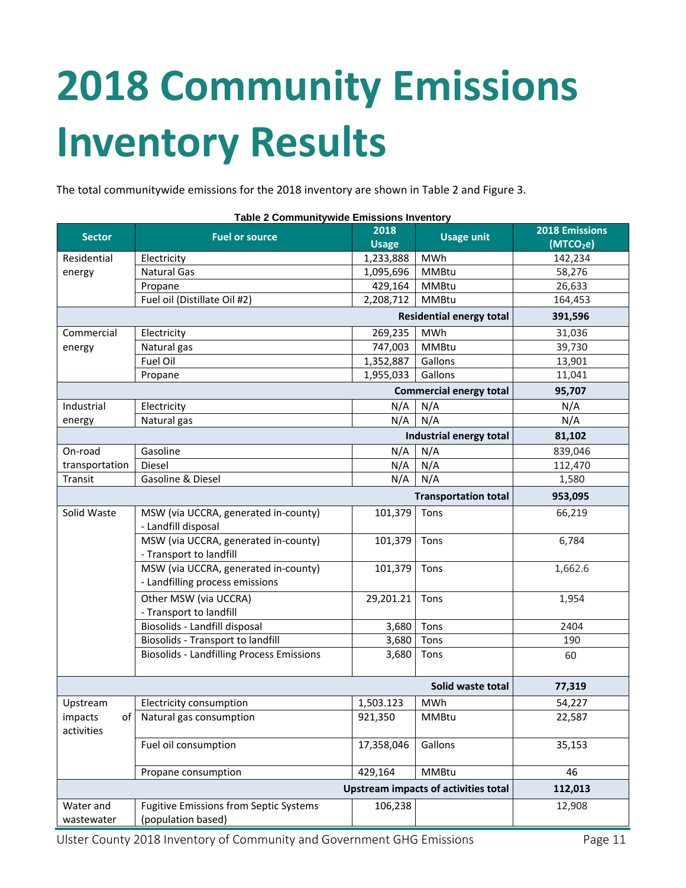# 2018 Community Emissions Inventory Results

The total communitywide emissions for the 2018 inventory are shown in Table 2 and Figure 3.

**Table 2 Communitywide Emissions Inventory**

| Sector | Fuel or source | 2018 Usage | Usage unit | 2018 Emissions ($MTCO_2e$) |
|---|---|---|---|---|
| Residential energy | Electricity | 1,233,888 | MWh | 142,234 |
| | Natural Gas | 1,095,696 | MMBtu | 58,276 |
| | Propane | 429,164 | MMBtu | 26,633 |
| | Fuel oil (Distillate Oil #2) | 2,208,712 | MMBtu | 164,453 |
| | | | **Residential energy total** | **391,596** |
| Commercial energy | Electricity | 269,235 | MWh | 31,036 |
| | Natural gas | 747,003 | MMBtu | 39,730 |
| | Fuel Oil | 1,352,887 | Gallons | 13,901 |
| | Propane | 1,955,033 | Gallons | 11,041 |
| | | | **Commercial energy total** | **95,707** |
| Industrial energy | Electricity | N/A | N/A | N/A |
| | Natural gas | N/A | N/A | N/A |
| | | | **Industrial energy total** | **81,102** |
| On-road transportation | Gasoline | N/A | N/A | 839,046 |
| | Diesel | N/A | N/A | 112,470 |
| Transit | Gasoline & Diesel | N/A | N/A | 1,580 |
| | | | **Transportation total** | **953,095** |
| Solid Waste | MSW (via UCCRA, generated in-county) - Landfill disposal | 101,379 | Tons | 66,219 |
| | MSW (via UCCRA, generated in-county) - Transport to landfill | 101,379 | Tons | 6,784 |
| | MSW (via UCCRA, generated in-county) - Landfilling process emissions | 101,379 | Tons | 1,662.6 |
| | Other MSW (via UCCRA) - Transport to landfill | 29,201.21 | Tons | 1,954 |
| | Biosolids - Landfill disposal | 3,680 | Tons | 2404 |
| | Biosolids - Transport to landfill | 3,680 | Tons | 190 |
| | Biosolids - Landfilling Process Emissions | 3,680 | Tons | 60 |
| | | | **Solid waste total** | **77,319** |
| Upstream impacts of activities | Electricity consumption | 1,503.123 | MWh | 54,227 |
| | Natural gas consumption | 921,350 | MMBtu | 22,587 |
| | Fuel oil consumption | 17,358,046 | Gallons | 35,153 |
| | Propane consumption | 429,164 | MMBtu | 46 |
| | | | **Upstream impacts of activities total** | **112,013** |
| Water and wastewater | Fugitive Emissions from Septic Systems (population based) | 106,238 | | 12,908 |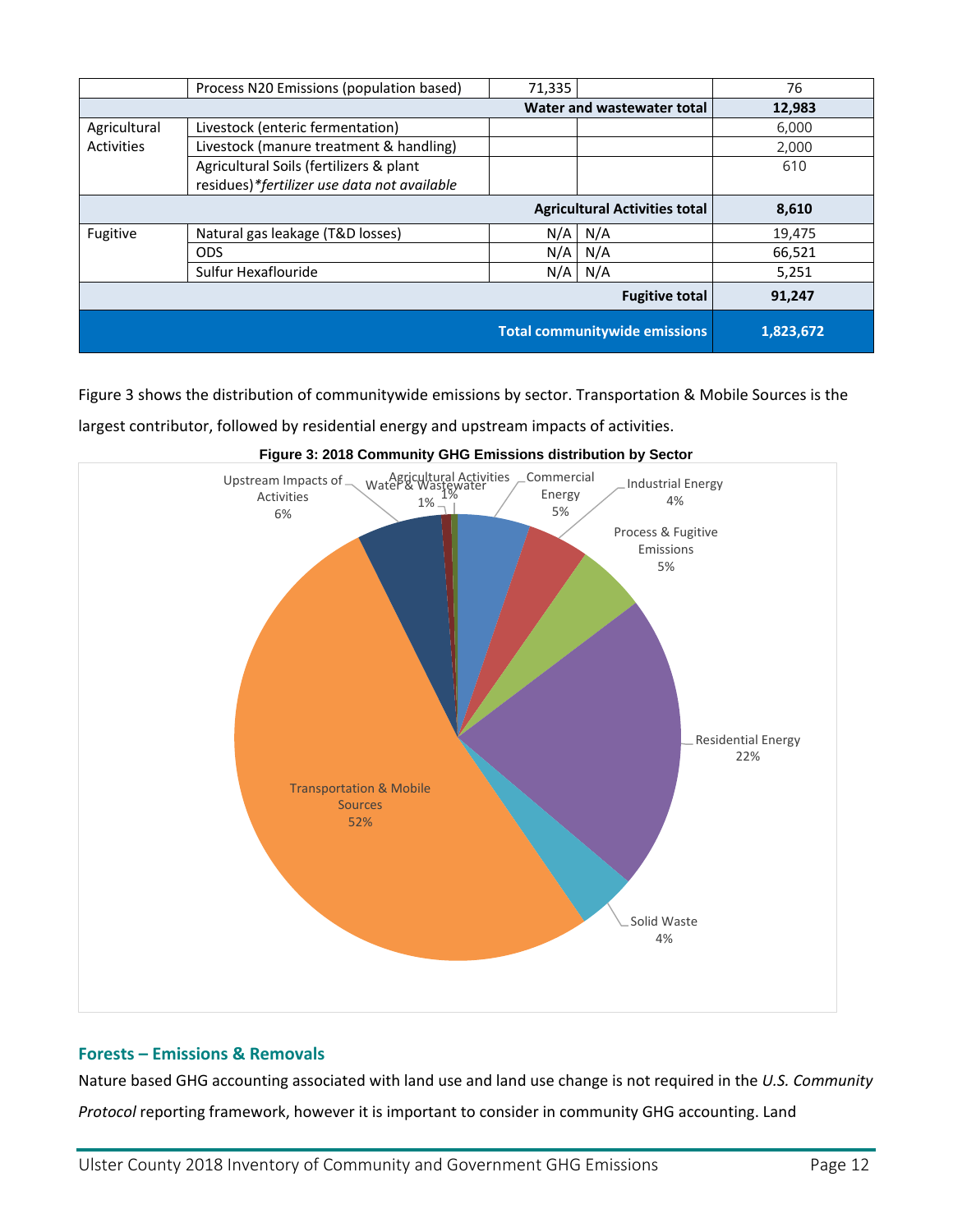|  | Process N20 Emissions (population based) | 71,335 |  | 76 |
|---|---|---|---|---|
| **Water and wastewater total** | | | | **12,983** |
| Agricultural Activities | Livestock (enteric fermentation) |  |  | 6,000 |
|  | Livestock (manure treatment & handling) |  |  | 2,000 |
|  | Agricultural Soils (fertilizers & plant residues)*fertilizer use data not available* |  |  | 610 |
| **Agricultural Activities total** | | | | **8,610** |
| Fugitive | Natural gas leakage (T&D losses) | N/A | N/A | 19,475 |
|  | ODS | N/A | N/A | 66,521 |
|  | Sulfur Hexaflouride | N/A | N/A | 5,251 |
| **Fugitive total** | | | | **91,247** |
| **Total communitywide emissions** | | | | **1,823,672** |

Figure 3 shows the distribution of communitywide emissions by sector. Transportation & Mobile Sources is the largest contributor, followed by residential energy and upstream impacts of activities.

**Figure 3: 2018 Community GHG Emissions distribution by Sector**

## Forests – Emissions & Removals

Nature based GHG accounting associated with land use and land use change is not required in the *U.S. Community Protocol* reporting framework, however it is important to consider in community GHG accounting. Land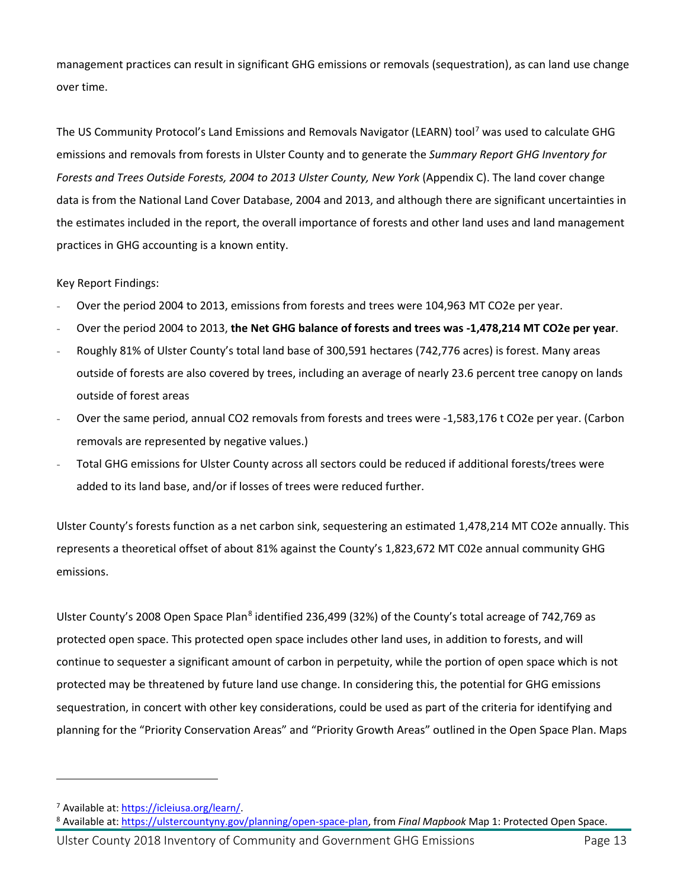management practices can result in significant GHG emissions or removals (sequestration), as can land use change over time.

The US Community Protocol's Land Emissions and Removals Navigator (LEARN) tool[7] was used to calculate GHG emissions and removals from forests in Ulster County and to generate the *Summary Report GHG Inventory for Forests and Trees Outside Forests, 2004 to 2013 Ulster County, New York* (Appendix C). The land cover change data is from the National Land Cover Database, 2004 and 2013, and although there are significant uncertainties in the estimates included in the report, the overall importance of forests and other land uses and land management practices in GHG accounting is a known entity.

Key Report Findings:

- Over the period 2004 to 2013, emissions from forests and trees were 104,963 MT CO2e per year.
- Over the period 2004 to 2013, **the Net GHG balance of forests and trees was -1,478,214 MT CO2e per year**.
- Roughly 81% of Ulster County's total land base of 300,591 hectares (742,776 acres) is forest. Many areas outside of forests are also covered by trees, including an average of nearly 23.6 percent tree canopy on lands outside of forest areas
- Over the same period, annual CO2 removals from forests and trees were -1,583,176 t CO2e per year. (Carbon removals are represented by negative values.)
- Total GHG emissions for Ulster County across all sectors could be reduced if additional forests/trees were added to its land base, and/or if losses of trees were reduced further.

Ulster County's forests function as a net carbon sink, sequestering an estimated 1,478,214 MT CO2e annually. This represents a theoretical offset of about 81% against the County's 1,823,672 MT C02e annual community GHG emissions.

Ulster County's 2008 Open Space Plan[8] identified 236,499 (32%) of the County's total acreage of 742,769 as protected open space. This protected open space includes other land uses, in addition to forests, and will continue to sequester a significant amount of carbon in perpetuity, while the portion of open space which is not protected may be threatened by future land use change. In considering this, the potential for GHG emissions sequestration, in concert with other key considerations, could be used as part of the criteria for identifying and planning for the "Priority Conservation Areas" and "Priority Growth Areas" outlined in the Open Space Plan. Maps

---

[7] Available at: https://icleiusa.org/learn/.

[8] Available at: https://ulstercountyny.gov/planning/open-space-plan, from *Final Mapbook* Map 1: Protected Open Space.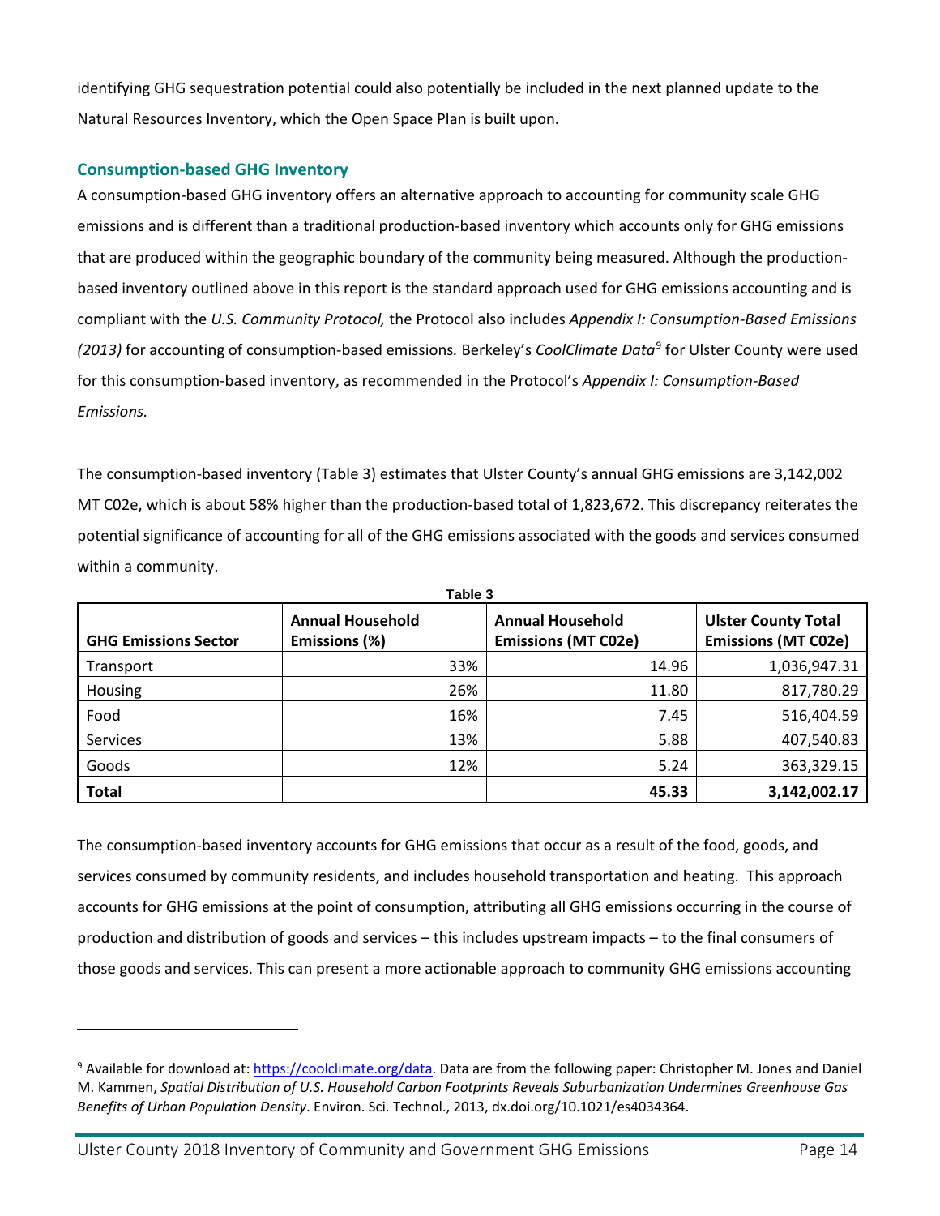identifying GHG sequestration potential could also potentially be included in the next planned update to the Natural Resources Inventory, which the Open Space Plan is built upon.

### Consumption-based GHG Inventory

A consumption-based GHG inventory offers an alternative approach to accounting for community scale GHG emissions and is different than a traditional production-based inventory which accounts only for GHG emissions that are produced within the geographic boundary of the community being measured. Although the production-based inventory outlined above in this report is the standard approach used for GHG emissions accounting and is compliant with the *U.S. Community Protocol,* the Protocol also includes *Appendix I: Consumption-Based Emissions (2013)* for accounting of consumption-based emissions*.* Berkeley's *CoolClimate Data*[9] for Ulster County were used for this consumption-based inventory, as recommended in the Protocol's *Appendix I: Consumption-Based Emissions.*

The consumption-based inventory (Table 3) estimates that Ulster County's annual GHG emissions are 3,142,002 MT C02e, which is about 58% higher than the production-based total of 1,823,672. This discrepancy reiterates the potential significance of accounting for all of the GHG emissions associated with the goods and services consumed within a community.

**Table 3**

| GHG Emissions Sector | Annual Household Emissions (%) | Annual Household Emissions (MT C02e) | Ulster County Total Emissions (MT C02e) |
|---|---|---|---|
| Transport | 33% | 14.96 | 1,036,947.31 |
| Housing | 26% | 11.80 | 817,780.29 |
| Food | 16% | 7.45 | 516,404.59 |
| Services | 13% | 5.88 | 407,540.83 |
| Goods | 12% | 5.24 | 363,329.15 |
| **Total** | | **45.33** | **3,142,002.17** |

The consumption-based inventory accounts for GHG emissions that occur as a result of the food, goods, and services consumed by community residents, and includes household transportation and heating. This approach accounts for GHG emissions at the point of consumption, attributing all GHG emissions occurring in the course of production and distribution of goods and services – this includes upstream impacts – to the final consumers of those goods and services. This can present a more actionable approach to community GHG emissions accounting

[9] Available for download at: https://coolclimate.org/data. Data are from the following paper: Christopher M. Jones and Daniel M. Kammen, *Spatial Distribution of U.S. Household Carbon Footprints Reveals Suburbanization Undermines Greenhouse Gas Benefits of Urban Population Density*. Environ. Sci. Technol., 2013, dx.doi.org/10.1021/es4034364.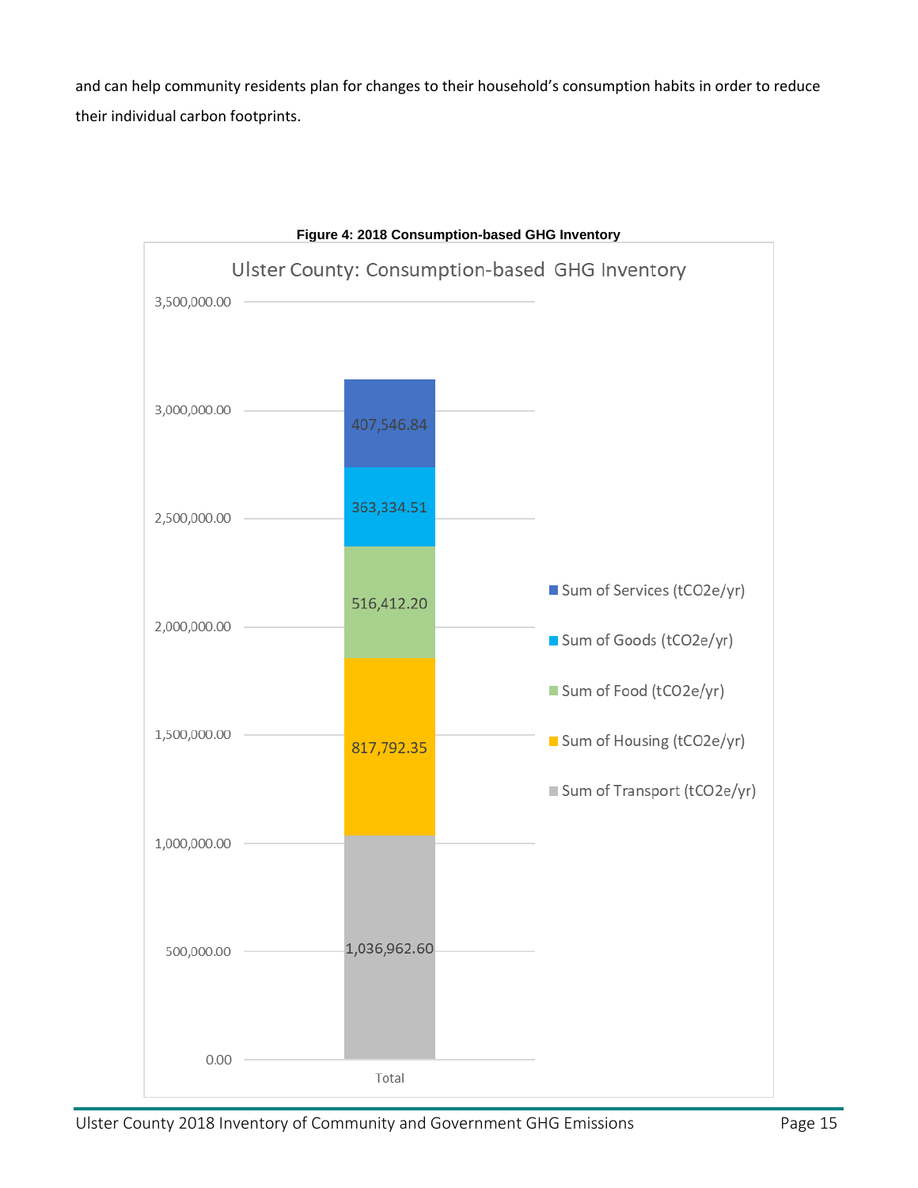and can help community residents plan for changes to their household's consumption habits in order to reduce their individual carbon footprints.

**Figure 4: 2018 Consumption-based GHG Inventory**

Ulster County: Consumption-based GHG Inventory

| Category | Total |
|---|---|
| Sum of Services (tCO2e/yr) | 407,546.84 |
| Sum of Goods (tCO2e/yr) | 363,334.51 |
| Sum of Food (tCO2e/yr) | 516,412.20 |
| Sum of Housing (tCO2e/yr) | 817,792.35 |
| Sum of Transport (tCO2e/yr) | 1,036,962.60 |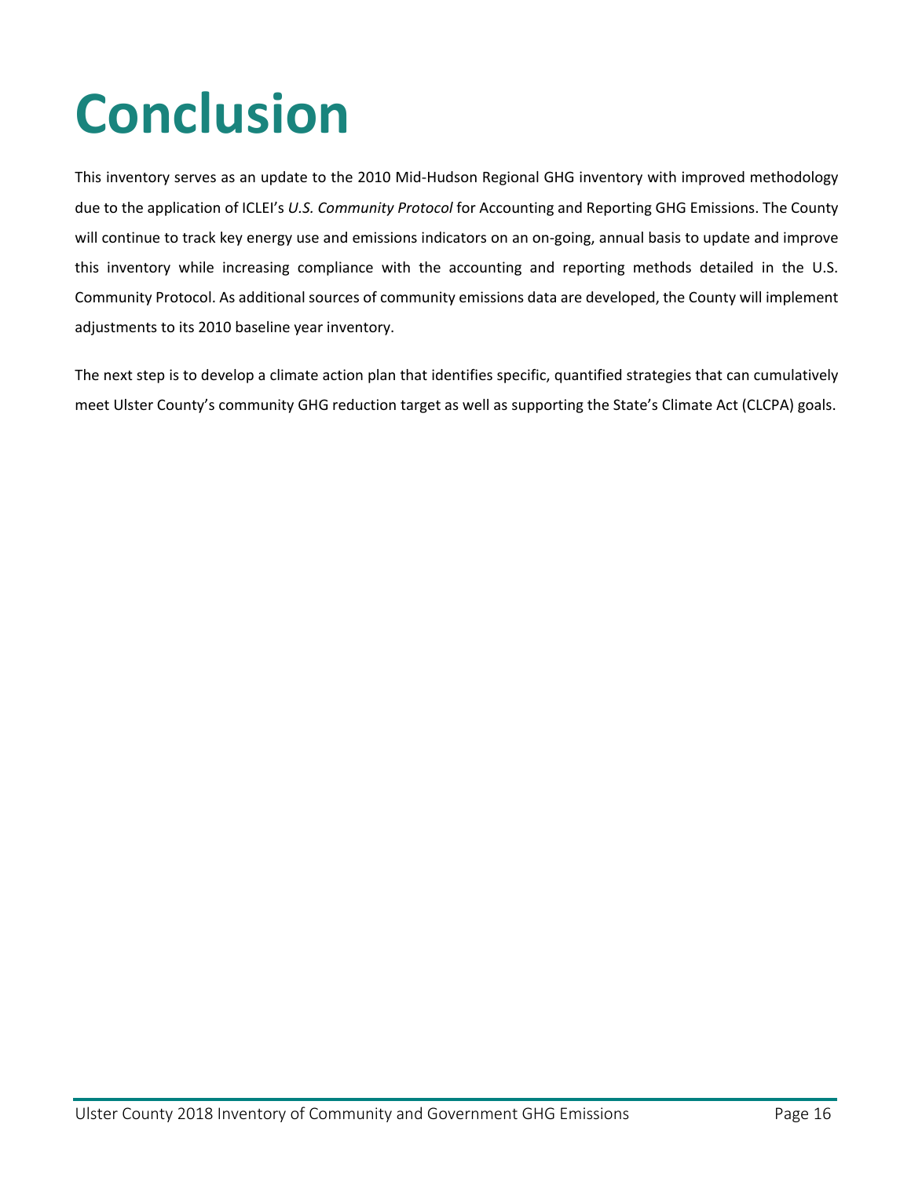# Conclusion

This inventory serves as an update to the 2010 Mid-Hudson Regional GHG inventory with improved methodology due to the application of ICLEI's *U.S. Community Protocol* for Accounting and Reporting GHG Emissions. The County will continue to track key energy use and emissions indicators on an on-going, annual basis to update and improve this inventory while increasing compliance with the accounting and reporting methods detailed in the U.S. Community Protocol. As additional sources of community emissions data are developed, the County will implement adjustments to its 2010 baseline year inventory.

The next step is to develop a climate action plan that identifies specific, quantified strategies that can cumulatively meet Ulster County's community GHG reduction target as well as supporting the State's Climate Act (CLCPA) goals.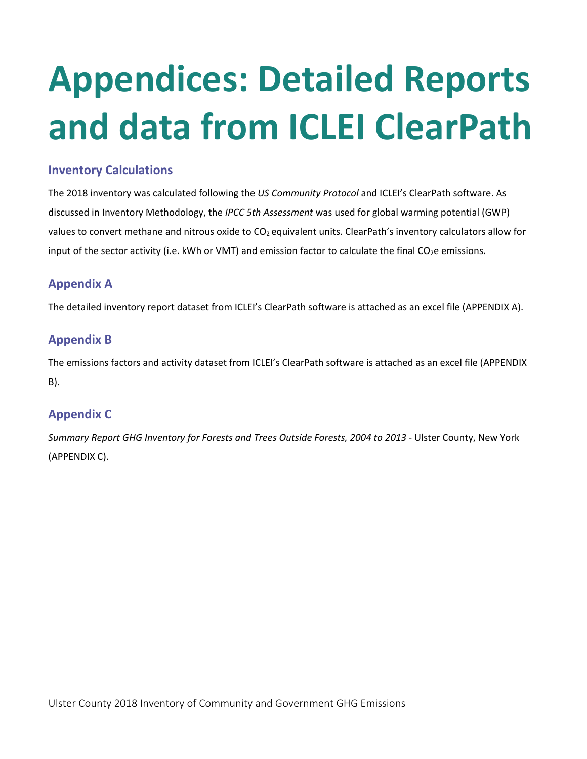# Appendices: Detailed Reports and data from ICLEI ClearPath

## Inventory Calculations

The 2018 inventory was calculated following the *US Community Protocol* and ICLEI's ClearPath software. As discussed in Inventory Methodology, the *IPCC 5th Assessment* was used for global warming potential (GWP) values to convert methane and nitrous oxide to $CO_2$ equivalent units. ClearPath's inventory calculators allow for input of the sector activity (i.e. kWh or VMT) and emission factor to calculate the final $CO_2e$ emissions.

## Appendix A

The detailed inventory report dataset from ICLEI's ClearPath software is attached as an excel file (APPENDIX A).

## Appendix B

The emissions factors and activity dataset from ICLEI's ClearPath software is attached as an excel file (APPENDIX B).

## Appendix C

*Summary Report GHG Inventory for Forests and Trees Outside Forests, 2004 to 2013* - Ulster County, New York (APPENDIX C).